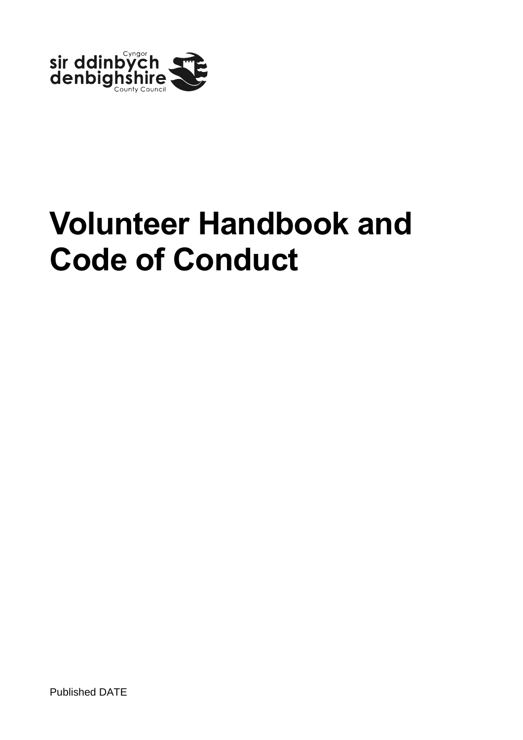Cyngor
sir ddinbych
denbighshire
County Council

# Volunteer Handbook and Code of Conduct

Published DATE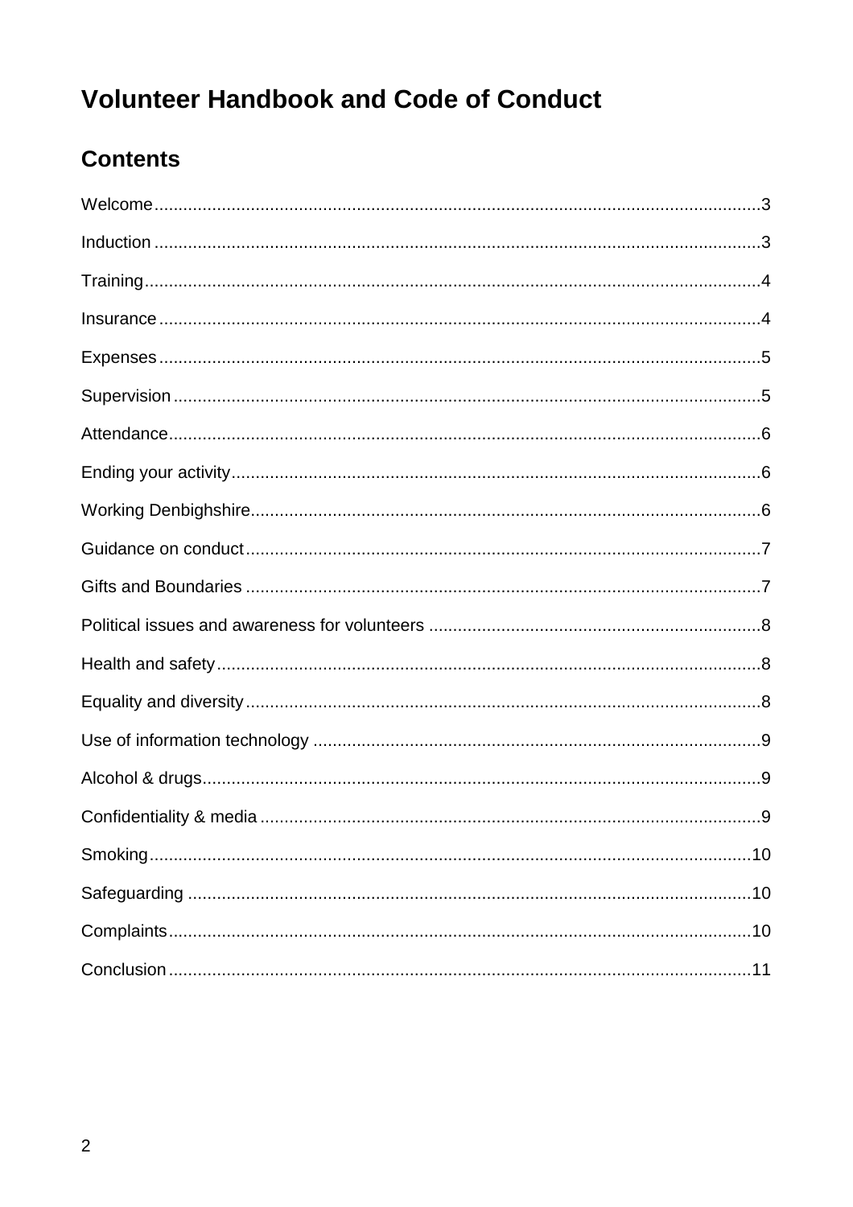# Volunteer Handbook and Code of Conduct

## Contents

Welcome....3

Induction....3

Training....4

Insurance....4

Expenses....5

Supervision....5

Attendance....6

Ending your activity....6

Working Denbighshire....6

Guidance on conduct....7

Gifts and Boundaries....7

Political issues and awareness for volunteers....8

Health and safety....8

Equality and diversity....8

Use of information technology....9

Alcohol & drugs....9

Confidentiality & media....9

Smoking....10

Safeguarding....10

Complaints....10

Conclusion....11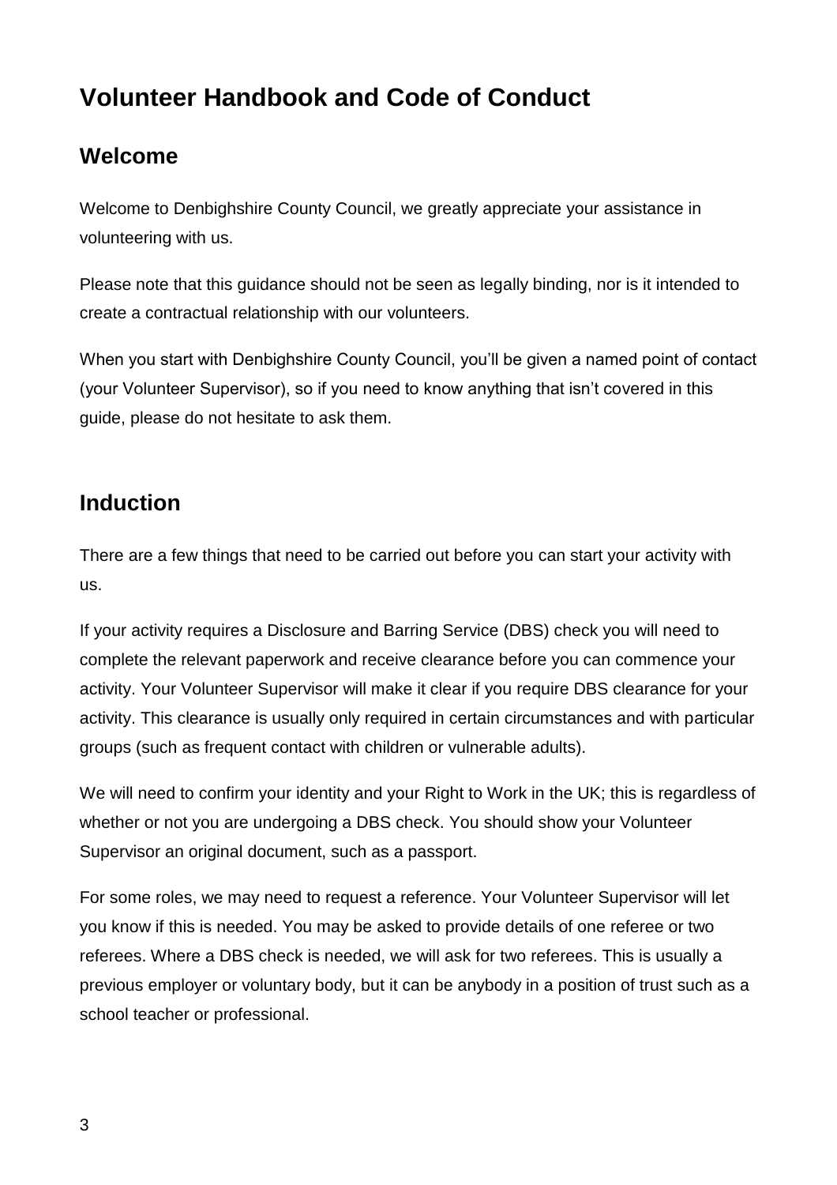# Volunteer Handbook and Code of Conduct

## Welcome

Welcome to Denbighshire County Council, we greatly appreciate your assistance in volunteering with us.

Please note that this guidance should not be seen as legally binding, nor is it intended to create a contractual relationship with our volunteers.

When you start with Denbighshire County Council, you'll be given a named point of contact (your Volunteer Supervisor), so if you need to know anything that isn't covered in this guide, please do not hesitate to ask them.

## Induction

There are a few things that need to be carried out before you can start your activity with us.

If your activity requires a Disclosure and Barring Service (DBS) check you will need to complete the relevant paperwork and receive clearance before you can commence your activity. Your Volunteer Supervisor will make it clear if you require DBS clearance for your activity. This clearance is usually only required in certain circumstances and with particular groups (such as frequent contact with children or vulnerable adults).

We will need to confirm your identity and your Right to Work in the UK; this is regardless of whether or not you are undergoing a DBS check. You should show your Volunteer Supervisor an original document, such as a passport.

For some roles, we may need to request a reference. Your Volunteer Supervisor will let you know if this is needed. You may be asked to provide details of one referee or two referees. Where a DBS check is needed, we will ask for two referees. This is usually a previous employer or voluntary body, but it can be anybody in a position of trust such as a school teacher or professional.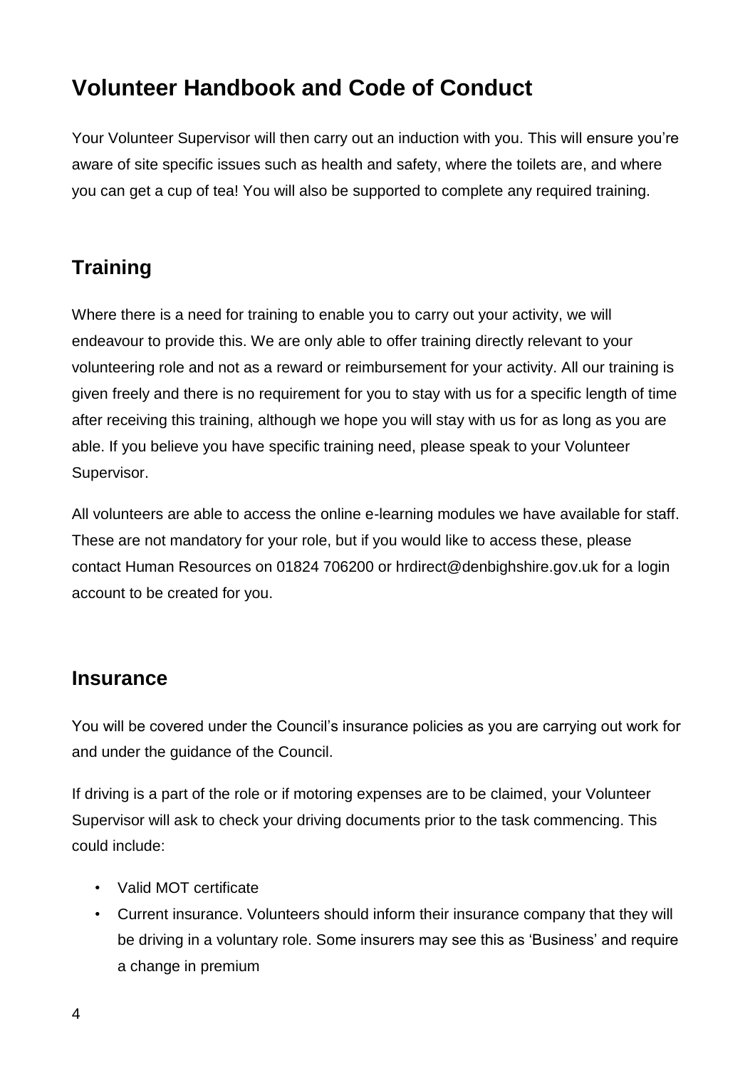# Volunteer Handbook and Code of Conduct

Your Volunteer Supervisor will then carry out an induction with you. This will ensure you're aware of site specific issues such as health and safety, where the toilets are, and where you can get a cup of tea! You will also be supported to complete any required training.

## Training

Where there is a need for training to enable you to carry out your activity, we will endeavour to provide this. We are only able to offer training directly relevant to your volunteering role and not as a reward or reimbursement for your activity. All our training is given freely and there is no requirement for you to stay with us for a specific length of time after receiving this training, although we hope you will stay with us for as long as you are able. If you believe you have specific training need, please speak to your Volunteer Supervisor.

All volunteers are able to access the online e-learning modules we have available for staff. These are not mandatory for your role, but if you would like to access these, please contact Human Resources on 01824 706200 or hrdirect@denbighshire.gov.uk for a login account to be created for you.

## Insurance

You will be covered under the Council's insurance policies as you are carrying out work for and under the guidance of the Council.

If driving is a part of the role or if motoring expenses are to be claimed, your Volunteer Supervisor will ask to check your driving documents prior to the task commencing. This could include:

- Valid MOT certificate
- Current insurance. Volunteers should inform their insurance company that they will be driving in a voluntary role. Some insurers may see this as 'Business' and require a change in premium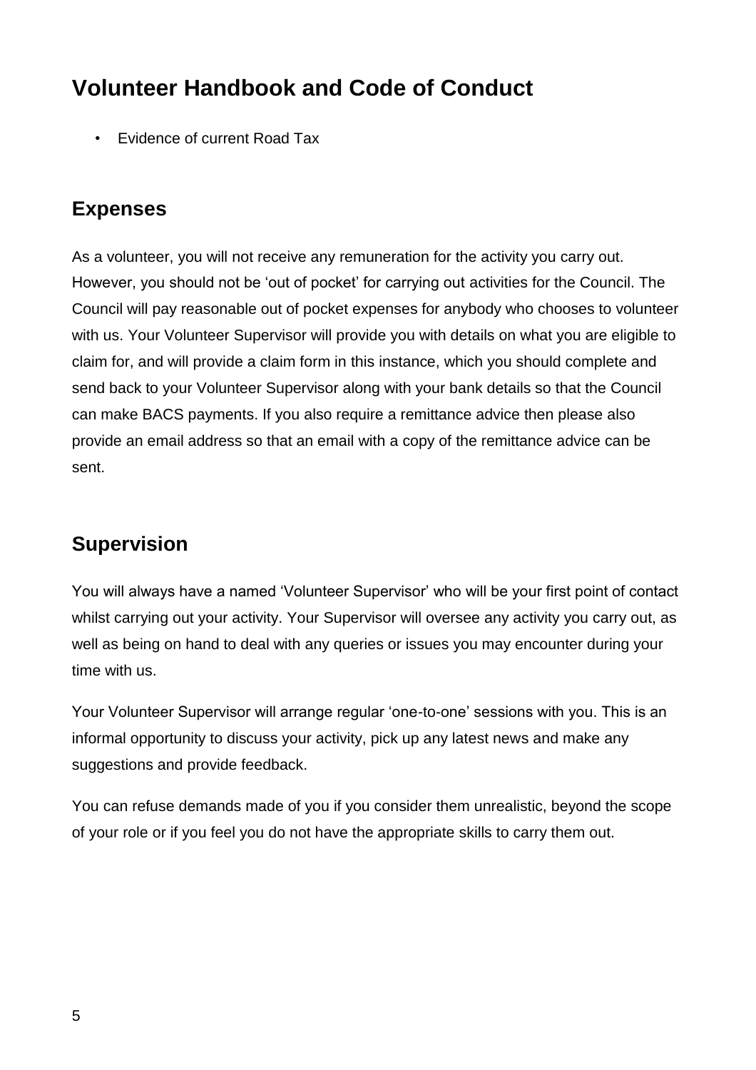- Evidence of current Road Tax

## Expenses

As a volunteer, you will not receive any remuneration for the activity you carry out. However, you should not be 'out of pocket' for carrying out activities for the Council. The Council will pay reasonable out of pocket expenses for anybody who chooses to volunteer with us. Your Volunteer Supervisor will provide you with details on what you are eligible to claim for, and will provide a claim form in this instance, which you should complete and send back to your Volunteer Supervisor along with your bank details so that the Council can make BACS payments. If you also require a remittance advice then please also provide an email address so that an email with a copy of the remittance advice can be sent.

## Supervision

You will always have a named 'Volunteer Supervisor' who will be your first point of contact whilst carrying out your activity. Your Supervisor will oversee any activity you carry out, as well as being on hand to deal with any queries or issues you may encounter during your time with us.

Your Volunteer Supervisor will arrange regular 'one-to-one' sessions with you. This is an informal opportunity to discuss your activity, pick up any latest news and make any suggestions and provide feedback.

You can refuse demands made of you if you consider them unrealistic, beyond the scope of your role or if you feel you do not have the appropriate skills to carry them out.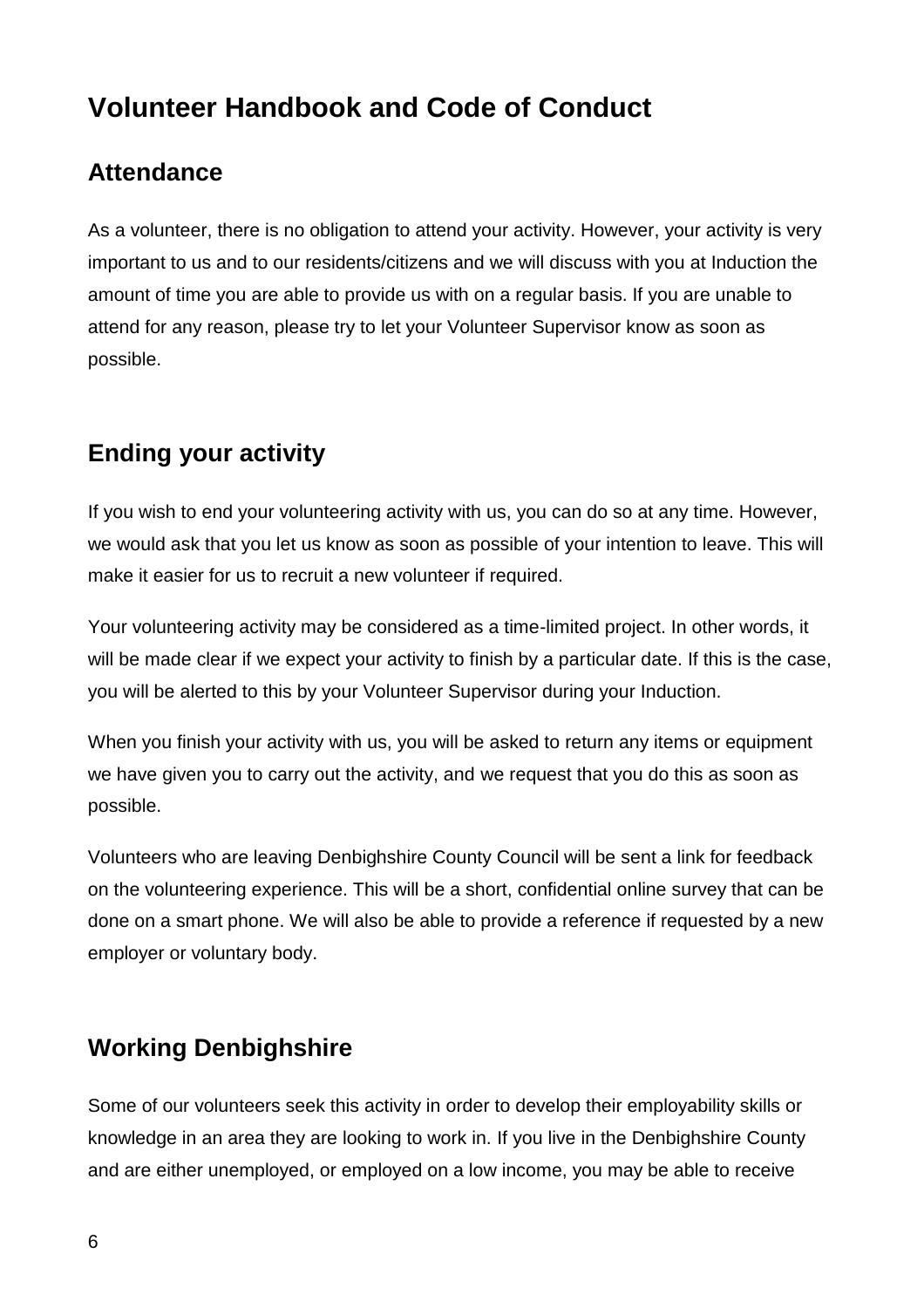# Volunteer Handbook and Code of Conduct

## Attendance

As a volunteer, there is no obligation to attend your activity. However, your activity is very important to us and to our residents/citizens and we will discuss with you at Induction the amount of time you are able to provide us with on a regular basis. If you are unable to attend for any reason, please try to let your Volunteer Supervisor know as soon as possible.

## Ending your activity

If you wish to end your volunteering activity with us, you can do so at any time. However, we would ask that you let us know as soon as possible of your intention to leave. This will make it easier for us to recruit a new volunteer if required.

Your volunteering activity may be considered as a time-limited project. In other words, it will be made clear if we expect your activity to finish by a particular date. If this is the case, you will be alerted to this by your Volunteer Supervisor during your Induction.

When you finish your activity with us, you will be asked to return any items or equipment we have given you to carry out the activity, and we request that you do this as soon as possible.

Volunteers who are leaving Denbighshire County Council will be sent a link for feedback on the volunteering experience. This will be a short, confidential online survey that can be done on a smart phone. We will also be able to provide a reference if requested by a new employer or voluntary body.

## Working Denbighshire

Some of our volunteers seek this activity in order to develop their employability skills or knowledge in an area they are looking to work in. If you live in the Denbighshire County and are either unemployed, or employed on a low income, you may be able to receive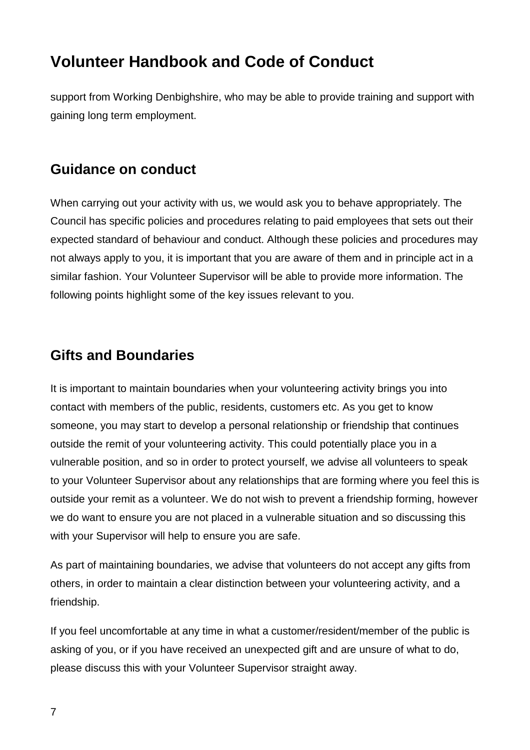support from Working Denbighshire, who may be able to provide training and support with gaining long term employment.

## Guidance on conduct

When carrying out your activity with us, we would ask you to behave appropriately. The Council has specific policies and procedures relating to paid employees that sets out their expected standard of behaviour and conduct. Although these policies and procedures may not always apply to you, it is important that you are aware of them and in principle act in a similar fashion. Your Volunteer Supervisor will be able to provide more information. The following points highlight some of the key issues relevant to you.

## Gifts and Boundaries

It is important to maintain boundaries when your volunteering activity brings you into contact with members of the public, residents, customers etc. As you get to know someone, you may start to develop a personal relationship or friendship that continues outside the remit of your volunteering activity. This could potentially place you in a vulnerable position, and so in order to protect yourself, we advise all volunteers to speak to your Volunteer Supervisor about any relationships that are forming where you feel this is outside your remit as a volunteer. We do not wish to prevent a friendship forming, however we do want to ensure you are not placed in a vulnerable situation and so discussing this with your Supervisor will help to ensure you are safe.

As part of maintaining boundaries, we advise that volunteers do not accept any gifts from others, in order to maintain a clear distinction between your volunteering activity, and a friendship.

If you feel uncomfortable at any time in what a customer/resident/member of the public is asking of you, or if you have received an unexpected gift and are unsure of what to do, please discuss this with your Volunteer Supervisor straight away.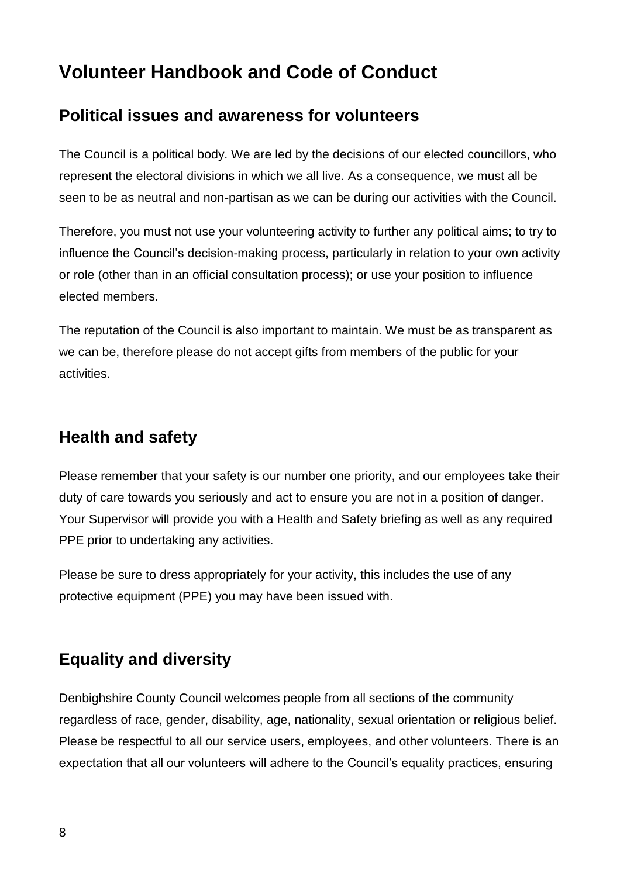# Volunteer Handbook and Code of Conduct

## Political issues and awareness for volunteers

The Council is a political body. We are led by the decisions of our elected councillors, who represent the electoral divisions in which we all live. As a consequence, we must all be seen to be as neutral and non-partisan as we can be during our activities with the Council.

Therefore, you must not use your volunteering activity to further any political aims; to try to influence the Council's decision-making process, particularly in relation to your own activity or role (other than in an official consultation process); or use your position to influence elected members.

The reputation of the Council is also important to maintain. We must be as transparent as we can be, therefore please do not accept gifts from members of the public for your activities.

## Health and safety

Please remember that your safety is our number one priority, and our employees take their duty of care towards you seriously and act to ensure you are not in a position of danger. Your Supervisor will provide you with a Health and Safety briefing as well as any required PPE prior to undertaking any activities.

Please be sure to dress appropriately for your activity, this includes the use of any protective equipment (PPE) you may have been issued with.

## Equality and diversity

Denbighshire County Council welcomes people from all sections of the community regardless of race, gender, disability, age, nationality, sexual orientation or religious belief. Please be respectful to all our service users, employees, and other volunteers. There is an expectation that all our volunteers will adhere to the Council's equality practices, ensuring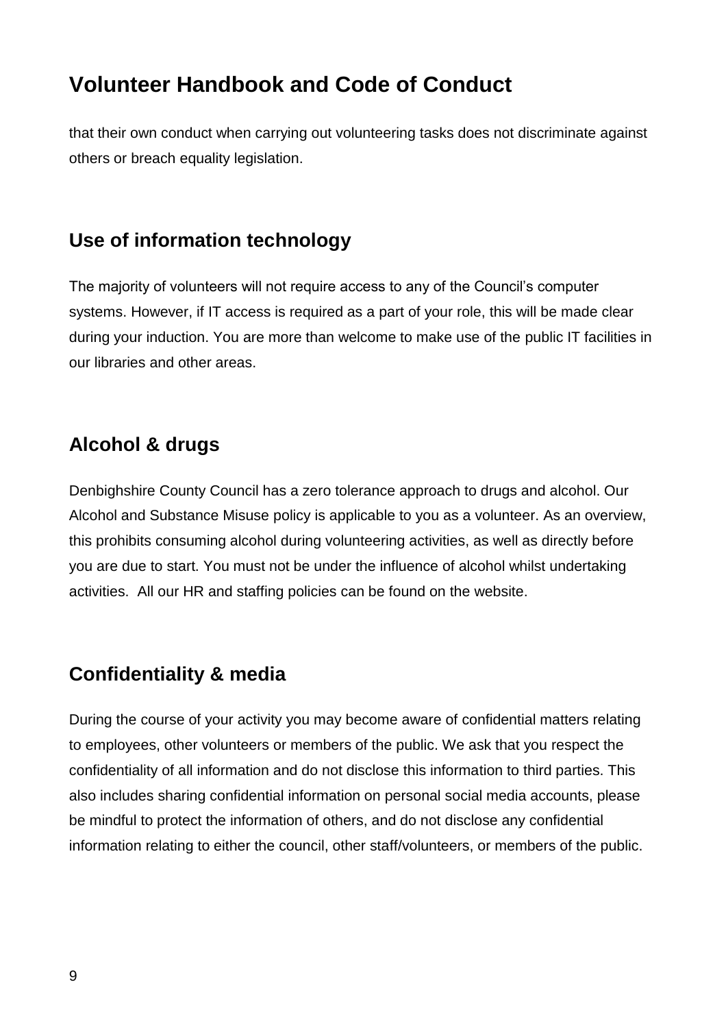that their own conduct when carrying out volunteering tasks does not discriminate against others or breach equality legislation.

## Use of information technology

The majority of volunteers will not require access to any of the Council's computer systems. However, if IT access is required as a part of your role, this will be made clear during your induction. You are more than welcome to make use of the public IT facilities in our libraries and other areas.

## Alcohol & drugs

Denbighshire County Council has a zero tolerance approach to drugs and alcohol. Our Alcohol and Substance Misuse policy is applicable to you as a volunteer. As an overview, this prohibits consuming alcohol during volunteering activities, as well as directly before you are due to start. You must not be under the influence of alcohol whilst undertaking activities.  All our HR and staffing policies can be found on the website.

## Confidentiality & media

During the course of your activity you may become aware of confidential matters relating to employees, other volunteers or members of the public. We ask that you respect the confidentiality of all information and do not disclose this information to third parties. This also includes sharing confidential information on personal social media accounts, please be mindful to protect the information of others, and do not disclose any confidential information relating to either the council, other staff/volunteers, or members of the public.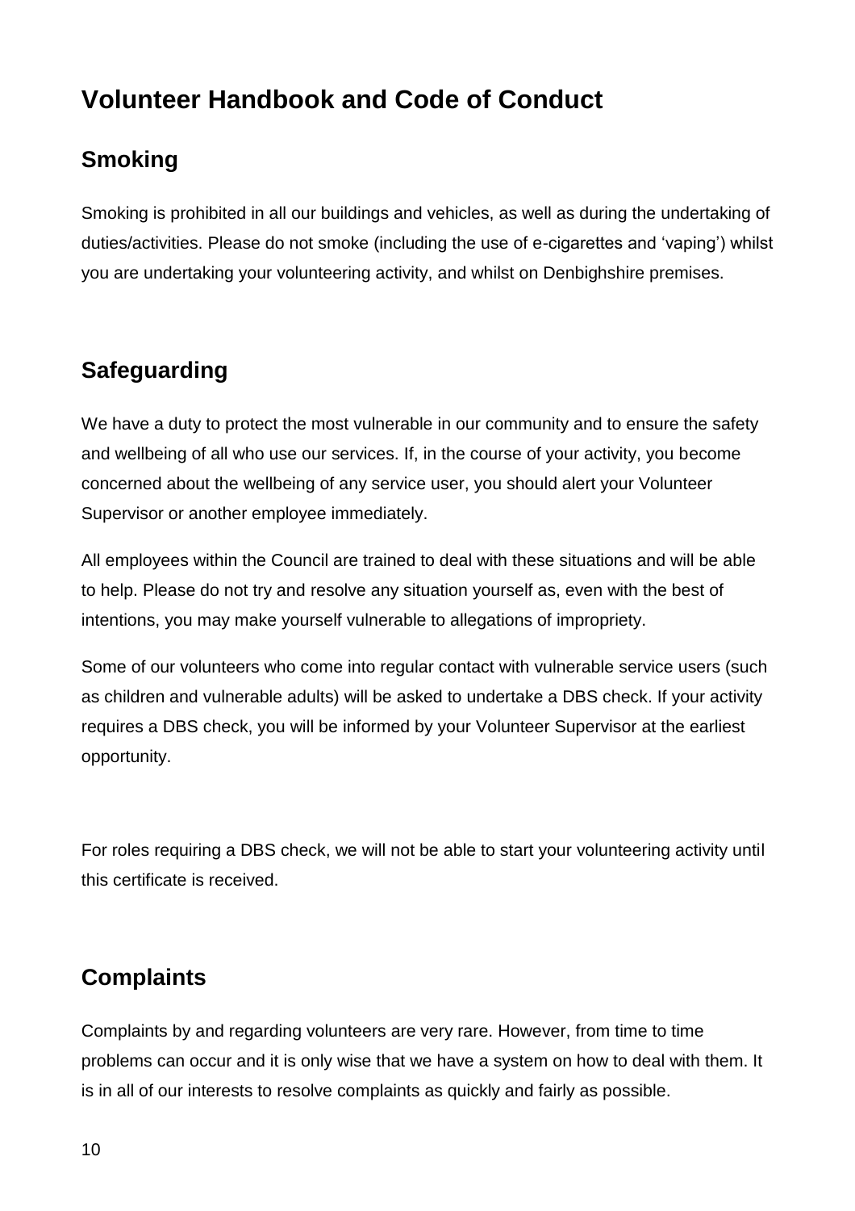# Volunteer Handbook and Code of Conduct

## Smoking

Smoking is prohibited in all our buildings and vehicles, as well as during the undertaking of duties/activities. Please do not smoke (including the use of e-cigarettes and 'vaping') whilst you are undertaking your volunteering activity, and whilst on Denbighshire premises.

## Safeguarding

We have a duty to protect the most vulnerable in our community and to ensure the safety and wellbeing of all who use our services. If, in the course of your activity, you become concerned about the wellbeing of any service user, you should alert your Volunteer Supervisor or another employee immediately.

All employees within the Council are trained to deal with these situations and will be able to help. Please do not try and resolve any situation yourself as, even with the best of intentions, you may make yourself vulnerable to allegations of impropriety.

Some of our volunteers who come into regular contact with vulnerable service users (such as children and vulnerable adults) will be asked to undertake a DBS check. If your activity requires a DBS check, you will be informed by your Volunteer Supervisor at the earliest opportunity.

For roles requiring a DBS check, we will not be able to start your volunteering activity until this certificate is received.

## Complaints

Complaints by and regarding volunteers are very rare. However, from time to time problems can occur and it is only wise that we have a system on how to deal with them. It is in all of our interests to resolve complaints as quickly and fairly as possible.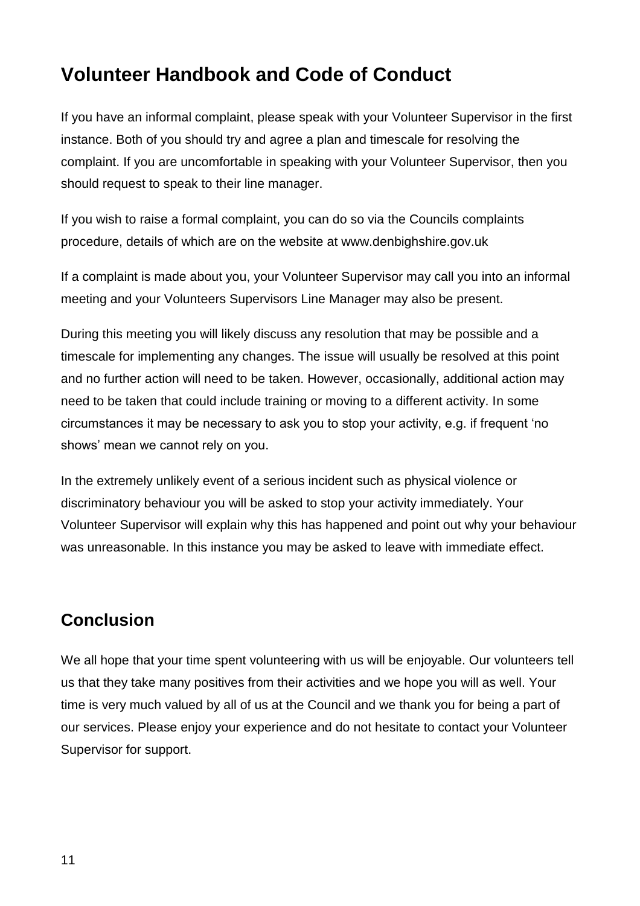## Volunteer Handbook and Code of Conduct

If you have an informal complaint, please speak with your Volunteer Supervisor in the first instance. Both of you should try and agree a plan and timescale for resolving the complaint. If you are uncomfortable in speaking with your Volunteer Supervisor, then you should request to speak to their line manager.

If you wish to raise a formal complaint, you can do so via the Councils complaints procedure, details of which are on the website at www.denbighshire.gov.uk

If a complaint is made about you, your Volunteer Supervisor may call you into an informal meeting and your Volunteers Supervisors Line Manager may also be present.

During this meeting you will likely discuss any resolution that may be possible and a timescale for implementing any changes. The issue will usually be resolved at this point and no further action will need to be taken. However, occasionally, additional action may need to be taken that could include training or moving to a different activity. In some circumstances it may be necessary to ask you to stop your activity, e.g. if frequent 'no shows' mean we cannot rely on you.

In the extremely unlikely event of a serious incident such as physical violence or discriminatory behaviour you will be asked to stop your activity immediately. Your Volunteer Supervisor will explain why this has happened and point out why your behaviour was unreasonable. In this instance you may be asked to leave with immediate effect.

## Conclusion

We all hope that your time spent volunteering with us will be enjoyable. Our volunteers tell us that they take many positives from their activities and we hope you will as well. Your time is very much valued by all of us at the Council and we thank you for being a part of our services. Please enjoy your experience and do not hesitate to contact your Volunteer Supervisor for support.